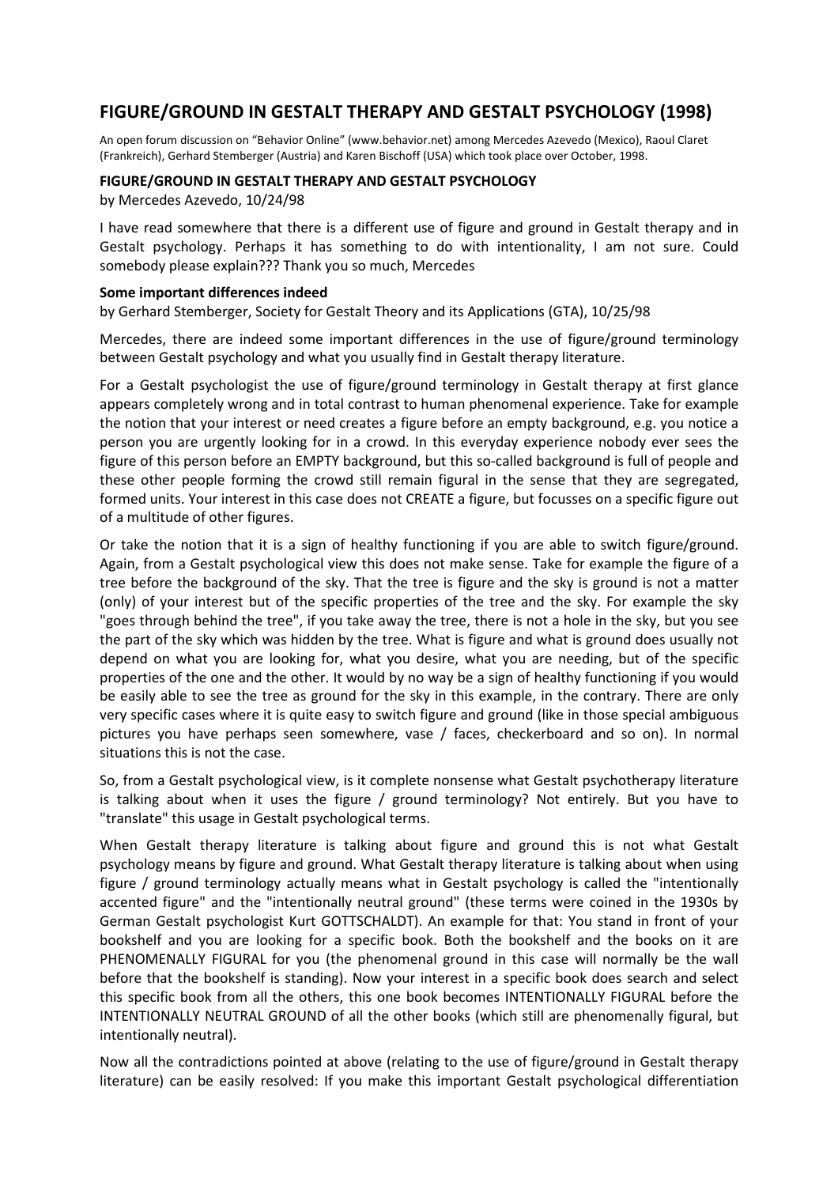# FIGURE/GROUND IN GESTALT THERAPY AND GESTALT PSYCHOLOGY (1998)

An open forum discussion on "Behavior Online" (www.behavior.net) among Mercedes Azevedo (Mexico), Raoul Claret (Frankreich), Gerhard Stemberger (Austria) and Karen Bischoff (USA) which took place over October, 1998.

### FIGURE/GROUND IN GESTALT THERAPY AND GESTALT PSYCHOLOGY

by Mercedes Azevedo, 10/24/98

I have read somewhere that there is a different use of figure and ground in Gestalt therapy and in Gestalt psychology. Perhaps it has something to do with intentionality, I am not sure. Could somebody please explain??? Thank you so much, Mercedes

### Some important differences indeed

by Gerhard Stemberger, Society for Gestalt Theory and its Applications (GTA), 10/25/98

Mercedes, there are indeed some important differences in the use of figure/ground terminology between Gestalt psychology and what you usually find in Gestalt therapy literature.

For a Gestalt psychologist the use of figure/ground terminology in Gestalt therapy at first glance appears completely wrong and in total contrast to human phenomenal experience. Take for example the notion that your interest or need creates a figure before an empty background, e.g. you notice a person you are urgently looking for in a crowd. In this everyday experience nobody ever sees the figure of this person before an EMPTY background, but this so-called background is full of people and these other people forming the crowd still remain figural in the sense that they are segregated, formed units. Your interest in this case does not CREATE a figure, but focusses on a specific figure out of a multitude of other figures.

Or take the notion that it is a sign of healthy functioning if you are able to switch figure/ground. Again, from a Gestalt psychological view this does not make sense. Take for example the figure of a tree before the background of the sky. That the tree is figure and the sky is ground is not a matter (only) of your interest but of the specific properties of the tree and the sky. For example the sky "goes through behind the tree", if you take away the tree, there is not a hole in the sky, but you see the part of the sky which was hidden by the tree. What is figure and what is ground does usually not depend on what you are looking for, what you desire, what you are needing, but of the specific properties of the one and the other. It would by no way be a sign of healthy functioning if you would be easily able to see the tree as ground for the sky in this example, in the contrary. There are only very specific cases where it is quite easy to switch figure and ground (like in those special ambiguous pictures you have perhaps seen somewhere, vase / faces, checkerboard and so on). In normal situations this is not the case.

So, from a Gestalt psychological view, is it complete nonsense what Gestalt psychotherapy literature is talking about when it uses the figure / ground terminology? Not entirely. But you have to "translate" this usage in Gestalt psychological terms.

When Gestalt therapy literature is talking about figure and ground this is not what Gestalt psychology means by figure and ground. What Gestalt therapy literature is talking about when using figure / ground terminology actually means what in Gestalt psychology is called the "intentionally accented figure" and the "intentionally neutral ground" (these terms were coined in the 1930s by German Gestalt psychologist Kurt GOTTSCHALDT). An example for that: You stand in front of your bookshelf and you are looking for a specific book. Both the bookshelf and the books on it are PHENOMENALLY FIGURAL for you (the phenomenal ground in this case will normally be the wall before that the bookshelf is standing). Now your interest in a specific book does search and select this specific book from all the others, this one book becomes INTENTIONALLY FIGURAL before the INTENTIONALLY NEUTRAL GROUND of all the other books (which still are phenomenally figural, but intentionally neutral).

Now all the contradictions pointed at above (relating to the use of figure/ground in Gestalt therapy literature) can be easily resolved: If you make this important Gestalt psychological differentiation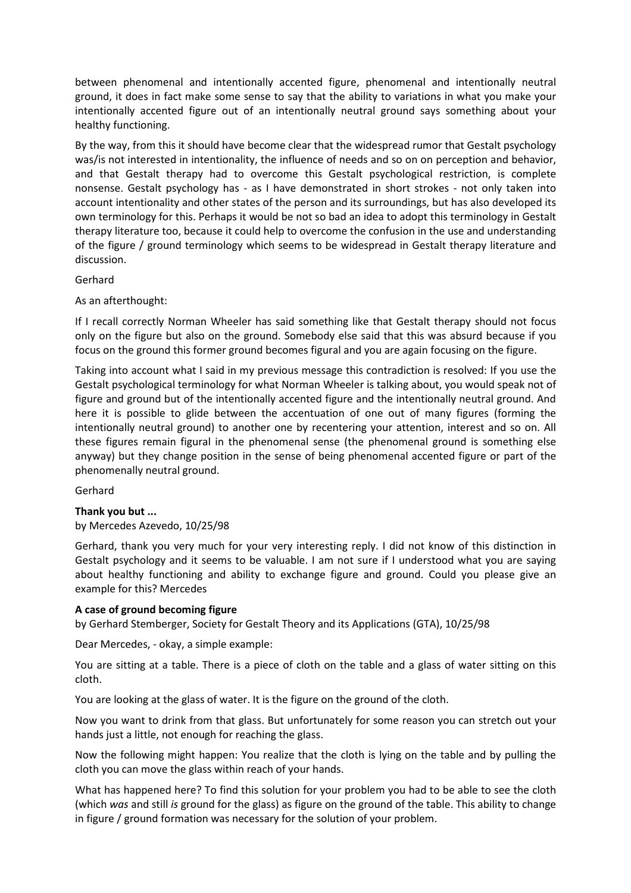between phenomenal and intentionally accented figure, phenomenal and intentionally neutral ground, it does in fact make some sense to say that the ability to variations in what you make your intentionally accented figure out of an intentionally neutral ground says something about your healthy functioning.

By the way, from this it should have become clear that the widespread rumor that Gestalt psychology was/is not interested in intentionality, the influence of needs and so on on perception and behavior, and that Gestalt therapy had to overcome this Gestalt psychological restriction, is complete nonsense. Gestalt psychology has - as I have demonstrated in short strokes - not only taken into account intentionality and other states of the person and its surroundings, but has also developed its own terminology for this. Perhaps it would be not so bad an idea to adopt this terminology in Gestalt therapy literature too, because it could help to overcome the confusion in the use and understanding of the figure / ground terminology which seems to be widespread in Gestalt therapy literature and discussion.

Gerhard

As an afterthought:

If I recall correctly Norman Wheeler has said something like that Gestalt therapy should not focus only on the figure but also on the ground. Somebody else said that this was absurd because if you focus on the ground this former ground becomes figural and you are again focusing on the figure.

Taking into account what I said in my previous message this contradiction is resolved: If you use the Gestalt psychological terminology for what Norman Wheeler is talking about, you would speak not of figure and ground but of the intentionally accented figure and the intentionally neutral ground. And here it is possible to glide between the accentuation of one out of many figures (forming the intentionally neutral ground) to another one by recentering your attention, interest and so on. All these figures remain figural in the phenomenal sense (the phenomenal ground is something else anyway) but they change position in the sense of being phenomenal accented figure or part of the phenomenally neutral ground.

Gerhard

**Thank you but ...**

by Mercedes Azevedo, 10/25/98

Gerhard, thank you very much for your very interesting reply. I did not know of this distinction in Gestalt psychology and it seems to be valuable. I am not sure if I understood what you are saying about healthy functioning and ability to exchange figure and ground. Could you please give an example for this? Mercedes

**A case of ground becoming figure**

by Gerhard Stemberger, Society for Gestalt Theory and its Applications (GTA), 10/25/98

Dear Mercedes, - okay, a simple example:

You are sitting at a table. There is a piece of cloth on the table and a glass of water sitting on this cloth.

You are looking at the glass of water. It is the figure on the ground of the cloth.

Now you want to drink from that glass. But unfortunately for some reason you can stretch out your hands just a little, not enough for reaching the glass.

Now the following might happen: You realize that the cloth is lying on the table and by pulling the cloth you can move the glass within reach of your hands.

What has happened here? To find this solution for your problem you had to be able to see the cloth (which *was* and still *is* ground for the glass) as figure on the ground of the table. This ability to change in figure / ground formation was necessary for the solution of your problem.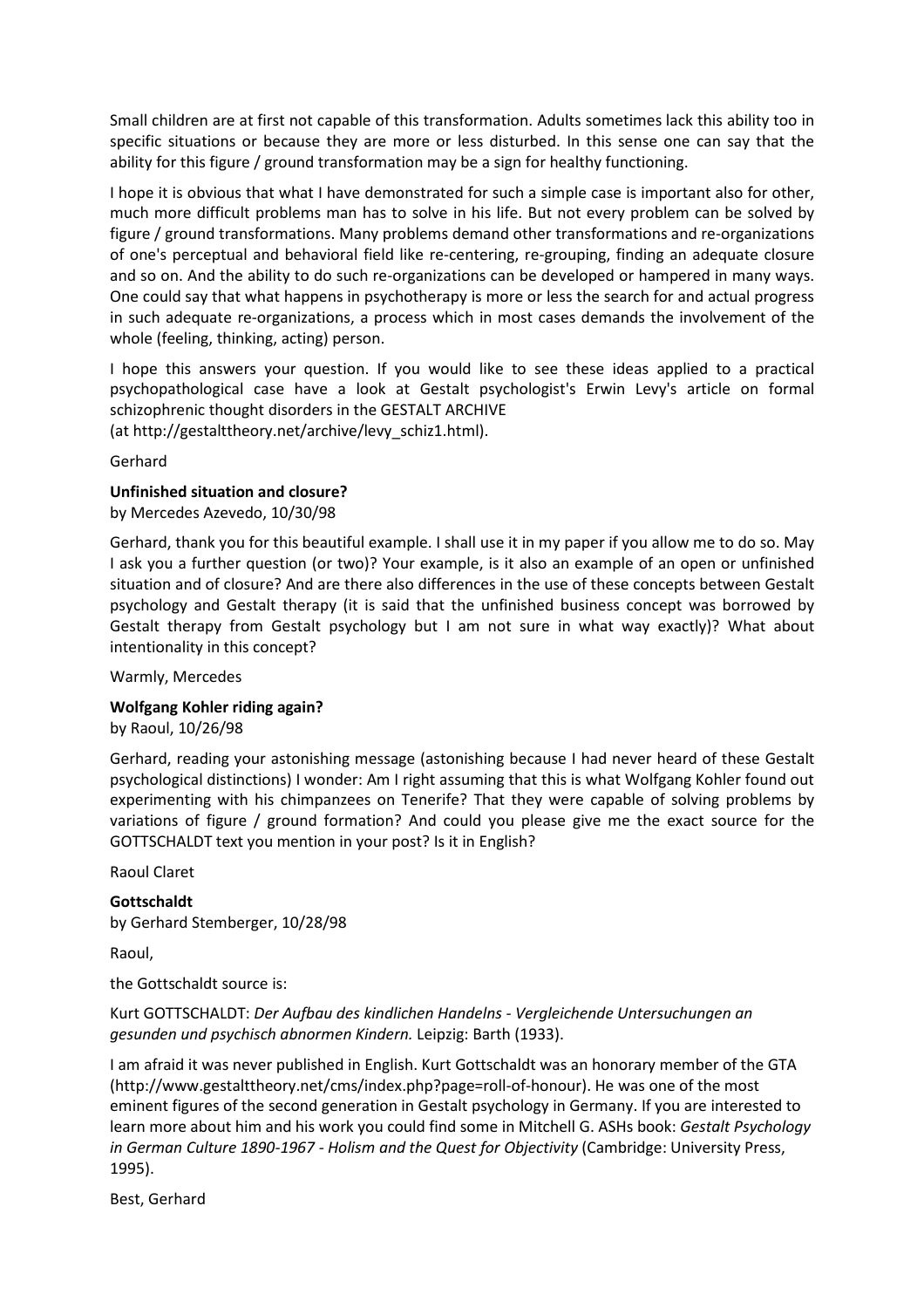Small children are at first not capable of this transformation. Adults sometimes lack this ability too in specific situations or because they are more or less disturbed. In this sense one can say that the ability for this figure / ground transformation may be a sign for healthy functioning.

I hope it is obvious that what I have demonstrated for such a simple case is important also for other, much more difficult problems man has to solve in his life. But not every problem can be solved by figure / ground transformations. Many problems demand other transformations and re-organizations of one's perceptual and behavioral field like re-centering, re-grouping, finding an adequate closure and so on. And the ability to do such re-organizations can be developed or hampered in many ways. One could say that what happens in psychotherapy is more or less the search for and actual progress in such adequate re-organizations, a process which in most cases demands the involvement of the whole (feeling, thinking, acting) person.

I hope this answers your question. If you would like to see these ideas applied to a practical psychopathological case have a look at Gestalt psychologist's Erwin Levy's article on formal schizophrenic thought disorders in the GESTALT ARCHIVE
(at http://gestalttheory.net/archive/levy_schiz1.html).

Gerhard

**Unfinished situation and closure?**
by Mercedes Azevedo, 10/30/98

Gerhard, thank you for this beautiful example. I shall use it in my paper if you allow me to do so. May I ask you a further question (or two)? Your example, is it also an example of an open or unfinished situation and of closure? And are there also differences in the use of these concepts between Gestalt psychology and Gestalt therapy (it is said that the unfinished business concept was borrowed by Gestalt therapy from Gestalt psychology but I am not sure in what way exactly)? What about intentionality in this concept?

Warmly, Mercedes

**Wolfgang Kohler riding again?**
by Raoul, 10/26/98

Gerhard, reading your astonishing message (astonishing because I had never heard of these Gestalt psychological distinctions) I wonder: Am I right assuming that this is what Wolfgang Kohler found out experimenting with his chimpanzees on Tenerife? That they were capable of solving problems by variations of figure / ground formation? And could you please give me the exact source for the GOTTSCHALDT text you mention in your post? Is it in English?

Raoul Claret

**Gottschaldt**
by Gerhard Stemberger, 10/28/98

Raoul,

the Gottschaldt source is:

Kurt GOTTSCHALDT: *Der Aufbau des kindlichen Handelns - Vergleichende Untersuchungen an gesunden und psychisch abnormen Kindern.* Leipzig: Barth (1933).

I am afraid it was never published in English. Kurt Gottschaldt was an honorary member of the GTA (http://www.gestalttheory.net/cms/index.php?page=roll-of-honour). He was one of the most eminent figures of the second generation in Gestalt psychology in Germany. If you are interested to learn more about him and his work you could find some in Mitchell G. ASHs book: *Gestalt Psychology in German Culture 1890-1967 - Holism and the Quest for Objectivity* (Cambridge: University Press, 1995).

Best, Gerhard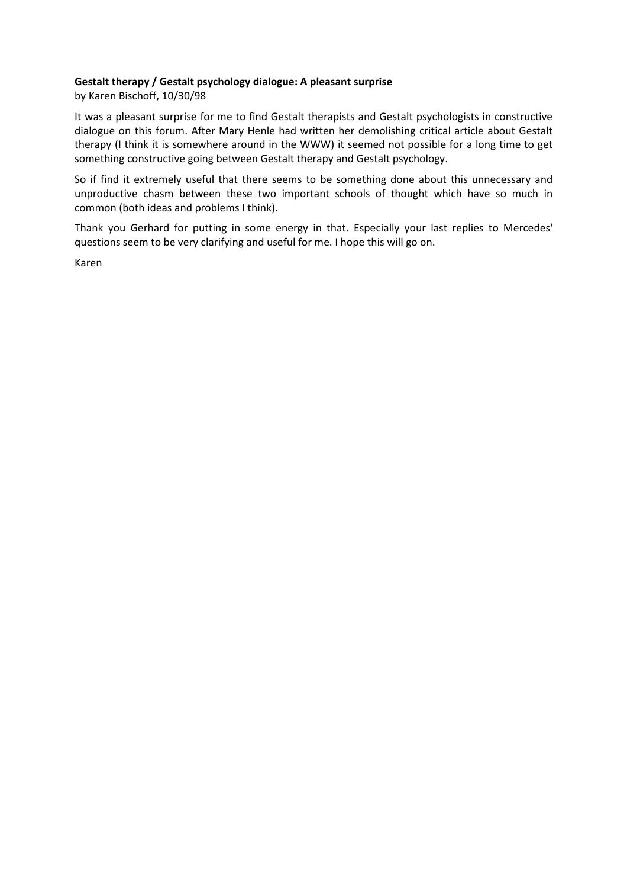**Gestalt therapy / Gestalt psychology dialogue: A pleasant surprise**

by Karen Bischoff, 10/30/98

It was a pleasant surprise for me to find Gestalt therapists and Gestalt psychologists in constructive dialogue on this forum. After Mary Henle had written her demolishing critical article about Gestalt therapy (I think it is somewhere around in the WWW) it seemed not possible for a long time to get something constructive going between Gestalt therapy and Gestalt psychology.

So if find it extremely useful that there seems to be something done about this unnecessary and unproductive chasm between these two important schools of thought which have so much in common (both ideas and problems I think).

Thank you Gerhard for putting in some energy in that. Especially your last replies to Mercedes' questions seem to be very clarifying and useful for me. I hope this will go on.

Karen